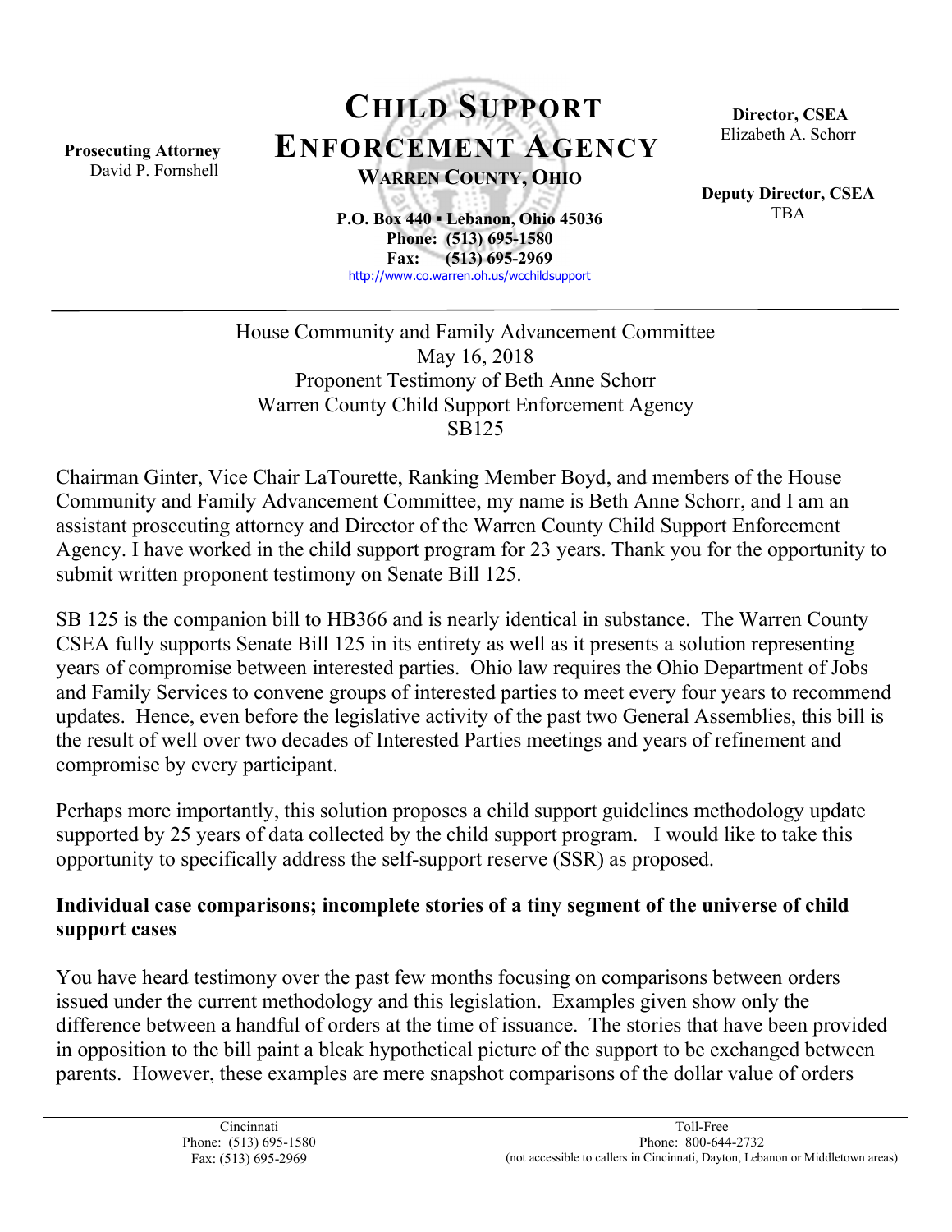**Prosecuting Attorney**
David P. Fornshell

# CHILD SUPPORT ENFORCEMENT AGENCY

**WARREN COUNTY, OHIO**

**P.O. Box 440 ▪ Lebanon, Ohio 45036**
**Phone: (513) 695-1580**
**Fax: (513) 695-2969**
http://www.co.warren.oh.us/wcchildsupport

**Director, CSEA**
Elizabeth A. Schorr

**Deputy Director, CSEA**
TBA

---

House Community and Family Advancement Committee
May 16, 2018
Proponent Testimony of Beth Anne Schorr
Warren County Child Support Enforcement Agency
SB125

Chairman Ginter, Vice Chair LaTourette, Ranking Member Boyd, and members of the House Community and Family Advancement Committee, my name is Beth Anne Schorr, and I am an assistant prosecuting attorney and Director of the Warren County Child Support Enforcement Agency. I have worked in the child support program for 23 years. Thank you for the opportunity to submit written proponent testimony on Senate Bill 125.

SB 125 is the companion bill to HB366 and is nearly identical in substance. The Warren County CSEA fully supports Senate Bill 125 in its entirety as well as it presents a solution representing years of compromise between interested parties. Ohio law requires the Ohio Department of Jobs and Family Services to convene groups of interested parties to meet every four years to recommend updates. Hence, even before the legislative activity of the past two General Assemblies, this bill is the result of well over two decades of Interested Parties meetings and years of refinement and compromise by every participant.

Perhaps more importantly, this solution proposes a child support guidelines methodology update supported by 25 years of data collected by the child support program. I would like to take this opportunity to specifically address the self-support reserve (SSR) as proposed.

**Individual case comparisons; incomplete stories of a tiny segment of the universe of child support cases**

You have heard testimony over the past few months focusing on comparisons between orders issued under the current methodology and this legislation. Examples given show only the difference between a handful of orders at the time of issuance. The stories that have been provided in opposition to the bill paint a bleak hypothetical picture of the support to be exchanged between parents. However, these examples are mere snapshot comparisons of the dollar value of orders

Cincinnati
Phone: (513) 695-1580
Fax: (513) 695-2969

Toll-Free
Phone: 800-644-2732
(not accessible to callers in Cincinnati, Dayton, Lebanon or Middletown areas)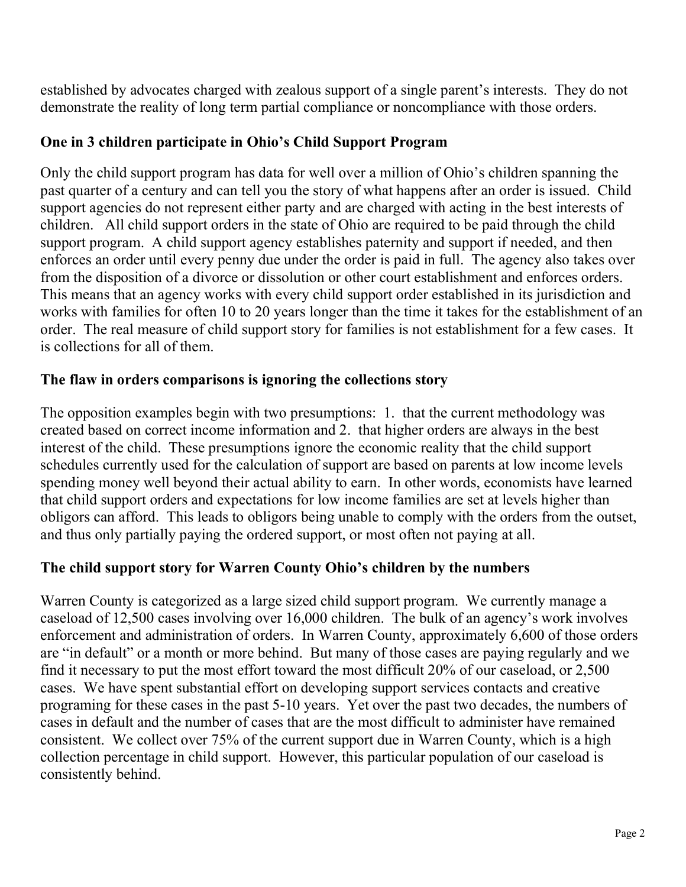established by advocates charged with zealous support of a single parent's interests. They do not demonstrate the reality of long term partial compliance or noncompliance with those orders.

## One in 3 children participate in Ohio's Child Support Program

Only the child support program has data for well over a million of Ohio's children spanning the past quarter of a century and can tell you the story of what happens after an order is issued. Child support agencies do not represent either party and are charged with acting in the best interests of children. All child support orders in the state of Ohio are required to be paid through the child support program. A child support agency establishes paternity and support if needed, and then enforces an order until every penny due under the order is paid in full. The agency also takes over from the disposition of a divorce or dissolution or other court establishment and enforces orders. This means that an agency works with every child support order established in its jurisdiction and works with families for often 10 to 20 years longer than the time it takes for the establishment of an order. The real measure of child support story for families is not establishment for a few cases. It is collections for all of them.

## The flaw in orders comparisons is ignoring the collections story

The opposition examples begin with two presumptions: 1. that the current methodology was created based on correct income information and 2. that higher orders are always in the best interest of the child. These presumptions ignore the economic reality that the child support schedules currently used for the calculation of support are based on parents at low income levels spending money well beyond their actual ability to earn. In other words, economists have learned that child support orders and expectations for low income families are set at levels higher than obligors can afford. This leads to obligors being unable to comply with the orders from the outset, and thus only partially paying the ordered support, or most often not paying at all.

## The child support story for Warren County Ohio's children by the numbers

Warren County is categorized as a large sized child support program. We currently manage a caseload of 12,500 cases involving over 16,000 children. The bulk of an agency's work involves enforcement and administration of orders. In Warren County, approximately 6,600 of those orders are "in default" or a month or more behind. But many of those cases are paying regularly and we find it necessary to put the most effort toward the most difficult 20% of our caseload, or 2,500 cases. We have spent substantial effort on developing support services contacts and creative programing for these cases in the past 5-10 years. Yet over the past two decades, the numbers of cases in default and the number of cases that are the most difficult to administer have remained consistent. We collect over 75% of the current support due in Warren County, which is a high collection percentage in child support. However, this particular population of our caseload is consistently behind.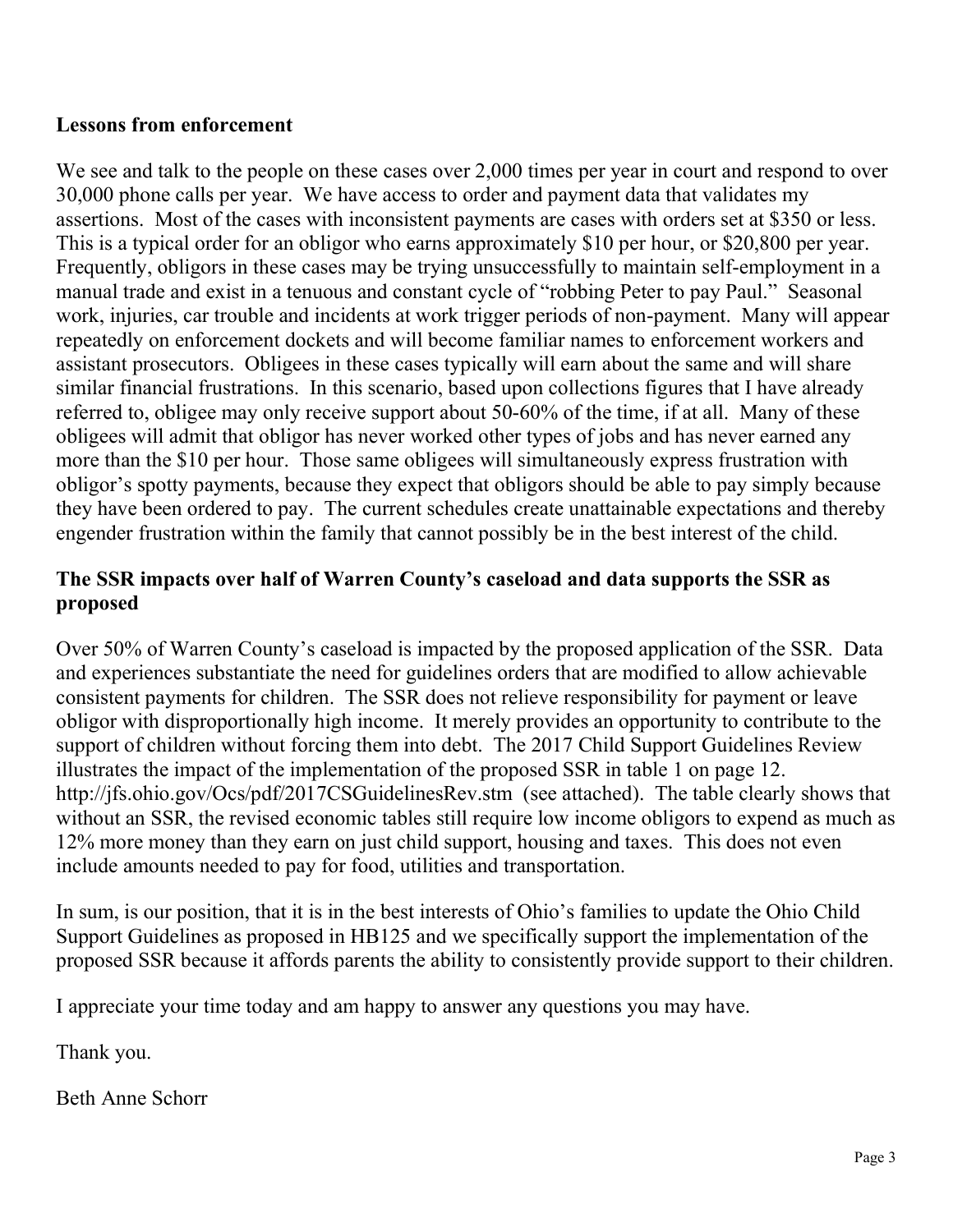**Lessons from enforcement**

We see and talk to the people on these cases over 2,000 times per year in court and respond to over 30,000 phone calls per year. We have access to order and payment data that validates my assertions. Most of the cases with inconsistent payments are cases with orders set at $350 or less. This is a typical order for an obligor who earns approximately $10 per hour, or $20,800 per year. Frequently, obligors in these cases may be trying unsuccessfully to maintain self-employment in a manual trade and exist in a tenuous and constant cycle of "robbing Peter to pay Paul." Seasonal work, injuries, car trouble and incidents at work trigger periods of non-payment. Many will appear repeatedly on enforcement dockets and will become familiar names to enforcement workers and assistant prosecutors. Obligees in these cases typically will earn about the same and will share similar financial frustrations. In this scenario, based upon collections figures that I have already referred to, obligee may only receive support about 50-60% of the time, if at all. Many of these obligees will admit that obligor has never worked other types of jobs and has never earned any more than the $10 per hour. Those same obligees will simultaneously express frustration with obligor's spotty payments, because they expect that obligors should be able to pay simply because they have been ordered to pay. The current schedules create unattainable expectations and thereby engender frustration within the family that cannot possibly be in the best interest of the child.

**The SSR impacts over half of Warren County's caseload and data supports the SSR as proposed**

Over 50% of Warren County's caseload is impacted by the proposed application of the SSR. Data and experiences substantiate the need for guidelines orders that are modified to allow achievable consistent payments for children. The SSR does not relieve responsibility for payment or leave obligor with disproportionally high income. It merely provides an opportunity to contribute to the support of children without forcing them into debt. The 2017 Child Support Guidelines Review illustrates the impact of the implementation of the proposed SSR in table 1 on page 12. http://jfs.ohio.gov/Ocs/pdf/2017CSGuidelinesRev.stm (see attached). The table clearly shows that without an SSR, the revised economic tables still require low income obligors to expend as much as 12% more money than they earn on just child support, housing and taxes. This does not even include amounts needed to pay for food, utilities and transportation.

In sum, is our position, that it is in the best interests of Ohio's families to update the Ohio Child Support Guidelines as proposed in HB125 and we specifically support the implementation of the proposed SSR because it affords parents the ability to consistently provide support to their children.

I appreciate your time today and am happy to answer any questions you may have.

Thank you.

Beth Anne Schorr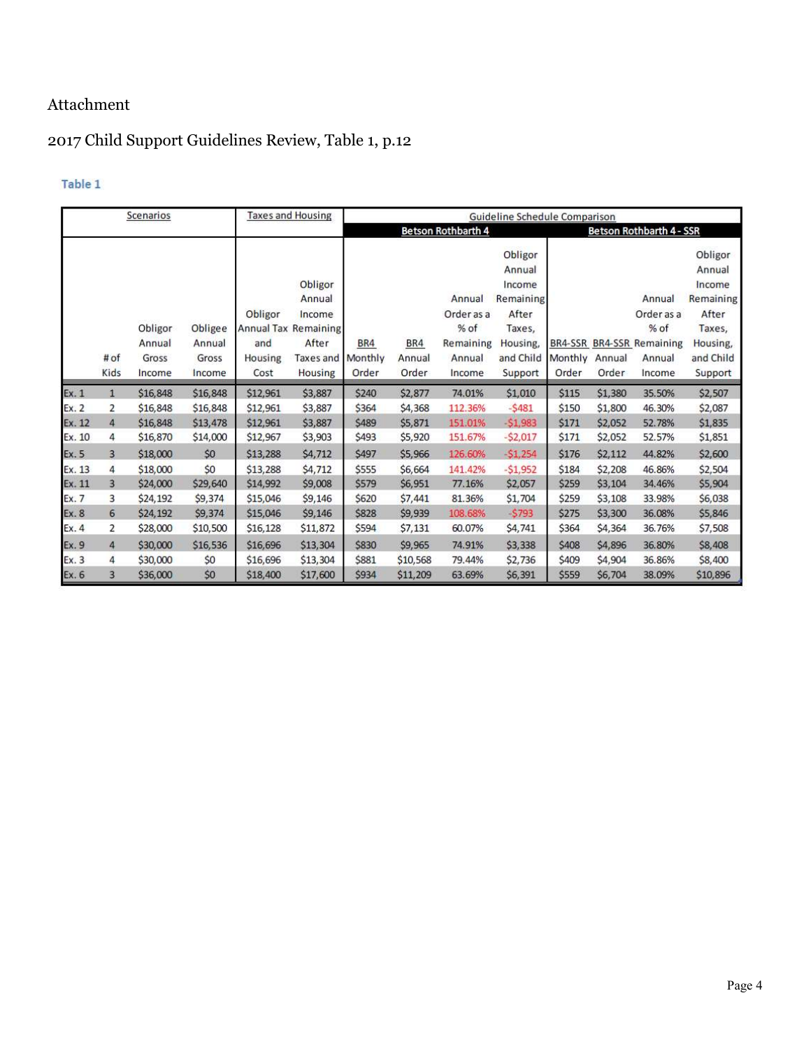Attachment

2017 Child Support Guidelines Review, Table 1, p.12

### Table 1

| Scenarios | | | | Taxes and Housing | | Guideline Schedule Comparison | | | | | | | |
|---|---|---|---|---|---|---|---|---|---|---|---|---|---|
| | | | | | | Betson Rothbarth 4 | | | | Betson Rothbarth 4 - SSR | | | |
| | # of Kids | Obligor Annual Gross Income | Obligee Annual Gross Income | Obligor Annual Tax and Housing Cost | Obligor Annual Income Remaining After Taxes and Housing | BR4 Monthly Order | BR4 Annual Order | Annual Order as a % of Remaining Annual Income | Obligor Annual Income Remaining After Taxes, Housing, and Child Support | BR4-SSR Monthly Order | BR4-SSR Annual Order | Annual Order as a % of Remaining Annual Income | Obligor Annual Income Remaining After Taxes, Housing, and Child Support |
| Ex. 1 | 1 | $16,848 | $16,848 | $12,961 | $3,887 | $240 | $2,877 | 74.01% | $1,010 | $115 | $1,380 | 35.50% | $2,507 |
| Ex. 2 | 2 | $16,848 | $16,848 | $12,961 | $3,887 | $364 | $4,368 | 112.36% | -$481 | $150 | $1,800 | 46.30% | $2,087 |
| Ex. 12 | 4 | $16,848 | $13,478 | $12,961 | $3,887 | $489 | $5,871 | 151.01% | -$1,983 | $171 | $2,052 | 52.78% | $1,835 |
| Ex. 10 | 4 | $16,870 | $14,000 | $12,967 | $3,903 | $493 | $5,920 | 151.67% | -$2,017 | $171 | $2,052 | 52.57% | $1,851 |
| Ex. 5 | 3 | $18,000 | $0 | $13,288 | $4,712 | $497 | $5,966 | 126.60% | -$1,254 | $176 | $2,112 | 44.82% | $2,600 |
| Ex. 13 | 4 | $18,000 | $0 | $13,288 | $4,712 | $555 | $6,664 | 141.42% | -$1,952 | $184 | $2,208 | 46.86% | $2,504 |
| Ex. 11 | 3 | $24,000 | $29,640 | $14,992 | $9,008 | $579 | $6,951 | 77.16% | $2,057 | $259 | $3,104 | 34.46% | $5,904 |
| Ex. 7 | 3 | $24,192 | $9,374 | $15,046 | $9,146 | $620 | $7,441 | 81.36% | $1,704 | $259 | $3,108 | 33.98% | $6,038 |
| Ex. 8 | 6 | $24,192 | $9,374 | $15,046 | $9,146 | $828 | $9,939 | 108.68% | -$793 | $275 | $3,300 | 36.08% | $5,846 |
| Ex. 4 | 2 | $28,000 | $10,500 | $16,128 | $11,872 | $594 | $7,131 | 60.07% | $4,741 | $364 | $4,364 | 36.76% | $7,508 |
| Ex. 9 | 4 | $30,000 | $16,536 | $16,696 | $13,304 | $830 | $9,965 | 74.91% | $3,338 | $408 | $4,896 | 36.80% | $8,408 |
| Ex. 3 | 4 | $30,000 | $0 | $16,696 | $13,304 | $881 | $10,568 | 79.44% | $2,736 | $409 | $4,904 | 36.86% | $8,400 |
| Ex. 6 | 3 | $36,000 | $0 | $18,400 | $17,600 | $934 | $11,209 | 63.69% | $6,391 | $559 | $6,704 | 38.09% | $10,896 |